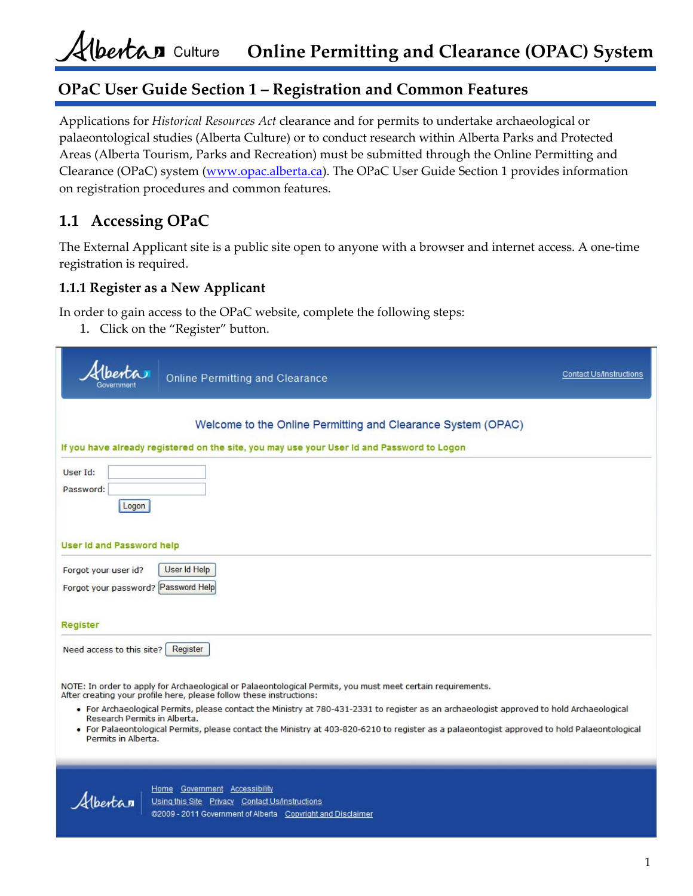# OPaC User Guide Section 1 – Registration and Common Features

Applications for *Historical Resources Act* clearance and for permits to undertake archaeological or palaeontological studies (Alberta Culture) or to conduct research within Alberta Parks and Protected Areas (Alberta Tourism, Parks and Recreation) must be submitted through the Online Permitting and Clearance (OPaC) system (www.opac.alberta.ca). The OPaC User Guide Section 1 provides information on registration procedures and common features.

## 1.1 Accessing OPaC

The External Applicant site is a public site open to anyone with a browser and internet access. A one-time registration is required.

### 1.1.1 Register as a New Applicant

In order to gain access to the OPaC website, complete the following steps:

1. Click on the "Register" button.

Online Permitting and Clearance

Contact Us/Instructions

Welcome to the Online Permitting and Clearance System (OPAC)

If you have already registered on the site, you may use your User Id and Password to Logon

User Id:

Password:

Logon

User Id and Password help

Forgot your user id? User Id Help

Forgot your password? Password Help

Register

Need access to this site? Register

NOTE: In order to apply for Archaeological or Palaeontological Permits, you must meet certain requirements.
After creating your profile here, please follow these instructions:

- For Archaeological Permits, please contact the Ministry at 780-431-2331 to register as an archaeologist approved to hold Archaeological Research Permits in Alberta.
- For Palaeontological Permits, please contact the Ministry at 403-820-6210 to register as a palaeontogist approved to hold Palaeontological Permits in Alberta.

Home Government Accessibility
Using this Site Privacy Contact Us/Instructions
©2009 - 2011 Government of Alberta Copyright and Disclaimer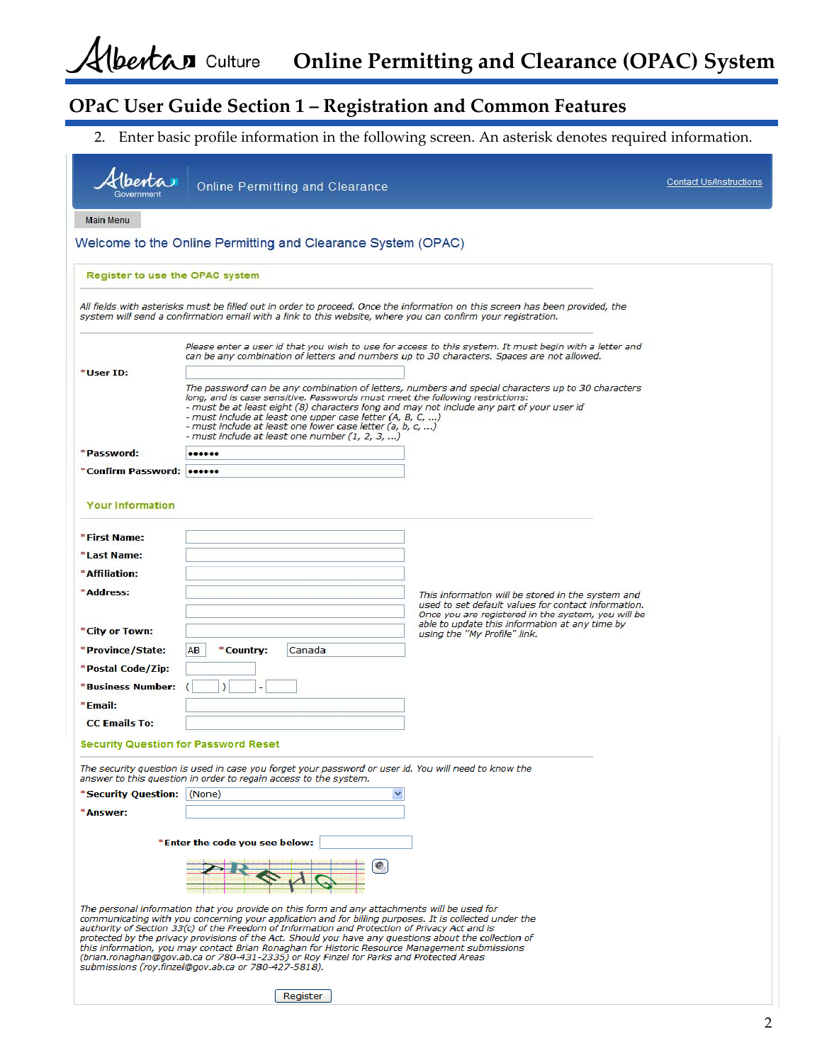## OPaC User Guide Section 1 – Registration and Common Features

2. Enter basic profile information in the following screen. An asterisk denotes required information.

Online Permitting and Clearance

Contact Us/Instructions

Main Menu

Welcome to the Online Permitting and Clearance System (OPAC)

**Register to use the OPAC system**

*All fields with asterisks must be filled out in order to proceed. Once the information on this screen has been provided, the system will send a confirmation email with a link to this website, where you can confirm your registration.*

*Please enter a user id that you wish to use for access to this system. It must begin with a letter and can be any combination of letters and numbers up to 30 characters. Spaces are not allowed.*

***User ID:**

*The password can be any combination of letters, numbers and special characters up to 30 characters long, and is case sensitive. Passwords must meet the following restrictions:*
*- must be at least eight (8) characters long and may not include any part of your user id*
*- must include at least one upper case letter (A, B, C, ...)*
*- must include at least one lower case letter (a, b, c, ...)*
*- must include at least one number (1, 2, 3, ...)*

***Password:** ••••••

***Confirm Password:** ••••••

**Your Information**

***First Name:**

***Last Name:**

***Affiliation:**

***Address:**

***City or Town:**

***Province/State:** AB ***Country:** Canada

***Postal Code/Zip:**

***Business Number:** ( ) -

***Email:**

**CC Emails To:**

*This information will be stored in the system and used to set default values for contact information. Once you are registered in the system, you will be able to update this information at any time by using the "My Profile" link.*

**Security Question for Password Reset**

*The security question is used in case you forget your password or user id. You will need to know the answer to this question in order to regain access to the system.*

***Security Question:** (None)

***Answer:**

***Enter the code you see below:**

*The personal information that you provide on this form and any attachments will be used for communicating with you concerning your application and for billing purposes. It is collected under the authority of Section 33(c) of the Freedom of Information and Protection of Privacy Act and is protected by the privacy provisions of the Act. Should you have any questions about the collection of this information, you may contact Brian Ronaghan for Historic Resource Management submissions (brian.ronaghan@gov.ab.ca or 780-431-2335) or Roy Finzel for Parks and Protected Areas submissions (roy.finzel@gov.ab.ca or 780-427-5818).*

Register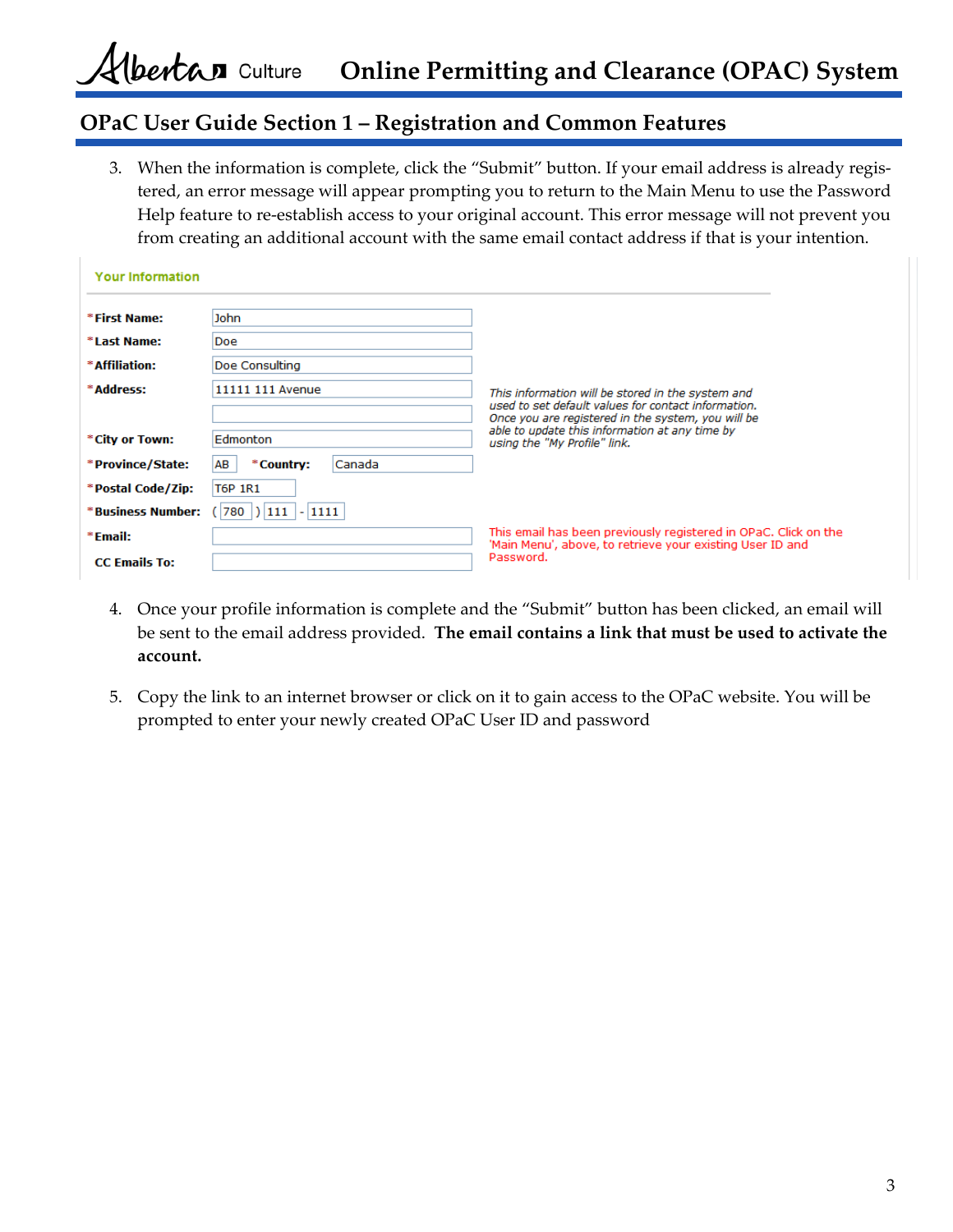## OPaC User Guide Section 1 – Registration and Common Features

3. When the information is complete, click the "Submit" button. If your email address is already registered, an error message will appear prompting you to return to the Main Menu to use the Password Help feature to re-establish access to your original account. This error message will not prevent you from creating an additional account with the same email contact address if that is your intention.

**Your Information**

| | | |
|---|---|---|
| ***First Name:** | John | |
| ***Last Name:** | Doe | |
| ***Affiliation:** | Doe Consulting | |
| ***Address:** | 11111 111 Avenue | *This information will be stored in the system and used to set default values for contact information. Once you are registered in the system, you will be able to update this information at any time by using the "My Profile" link.* |
| ***City or Town:** | Edmonton | |
| ***Province/State:** | AB ***Country:** Canada | |
| ***Postal Code/Zip:** | T6P 1R1 | |
| ***Business Number:** | (780) 111 - 1111 | |
| ***Email:** | | This email has been previously registered in OPaC. Click on the 'Main Menu', above, to retrieve your existing User ID and Password. |
| **CC Emails To:** | | |

4. Once your profile information is complete and the "Submit" button has been clicked, an email will be sent to the email address provided. **The email contains a link that must be used to activate the account.**

5. Copy the link to an internet browser or click on it to gain access to the OPaC website. You will be prompted to enter your newly created OPaC User ID and password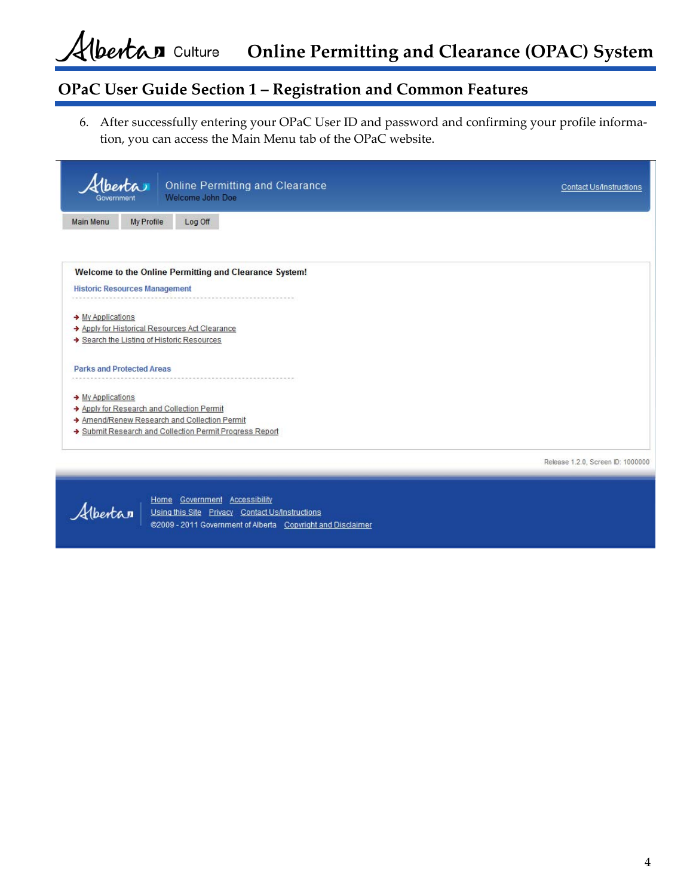6. After successfully entering your OPaC User ID and password and confirming your profile information, you can access the Main Menu tab of the OPaC website.

Online Permitting and Clearance
Welcome John Doe

Contact Us/Instructions

Main Menu | My Profile | Log Off

**Welcome to the Online Permitting and Clearance System!**

Historic Resources Management

- My Applications
- Apply for Historical Resources Act Clearance
- Search the Listing of Historic Resources

Parks and Protected Areas

- My Applications
- Apply for Research and Collection Permit
- Amend/Renew Research and Collection Permit
- Submit Research and Collection Permit Progress Report

Release 1.2.0, Screen ID: 1000000

Home Government Accessibility
Using this Site Privacy Contact Us/Instructions
©2009 - 2011 Government of Alberta Copyright and Disclaimer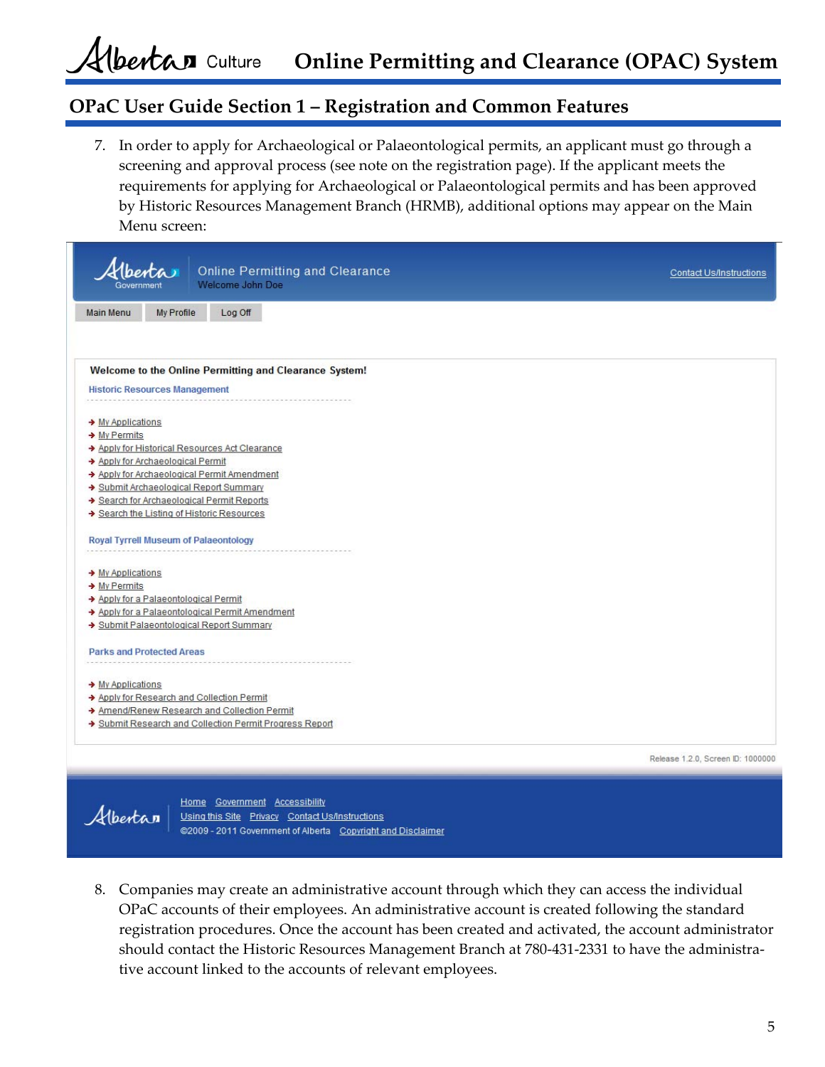7. In order to apply for Archaeological or Palaeontological permits, an applicant must go through a screening and approval process (see note on the registration page). If the applicant meets the requirements for applying for Archaeological or Palaeontological permits and has been approved by Historic Resources Management Branch (HRMB), additional options may appear on the Main Menu screen:

Online Permitting and Clearance
Welcome John Doe

Contact Us/Instructions

Main Menu | My Profile | Log Off

**Welcome to the Online Permitting and Clearance System!**

Historic Resources Management

- My Applications
- My Permits
- Apply for Historical Resources Act Clearance
- Apply for Archaeological Permit
- Apply for Archaeological Permit Amendment
- Submit Archaeological Report Summary
- Search for Archaeological Permit Reports
- Search the Listing of Historic Resources

Royal Tyrrell Museum of Palaeontology

- My Applications
- My Permits
- Apply for a Palaeontological Permit
- Apply for a Palaeontological Permit Amendment
- Submit Palaeontological Report Summary

Parks and Protected Areas

- My Applications
- Apply for Research and Collection Permit
- Amend/Renew Research and Collection Permit
- Submit Research and Collection Permit Progress Report

Release 1.2.0, Screen ID: 1000000

Home Government Accessibility
Using this Site Privacy Contact Us/Instructions
©2009 - 2011 Government of Alberta Copyright and Disclaimer

8. Companies may create an administrative account through which they can access the individual OPaC accounts of their employees. An administrative account is created following the standard registration procedures. Once the account has been created and activated, the account administrator should contact the Historic Resources Management Branch at 780-431-2331 to have the administrative account linked to the accounts of relevant employees.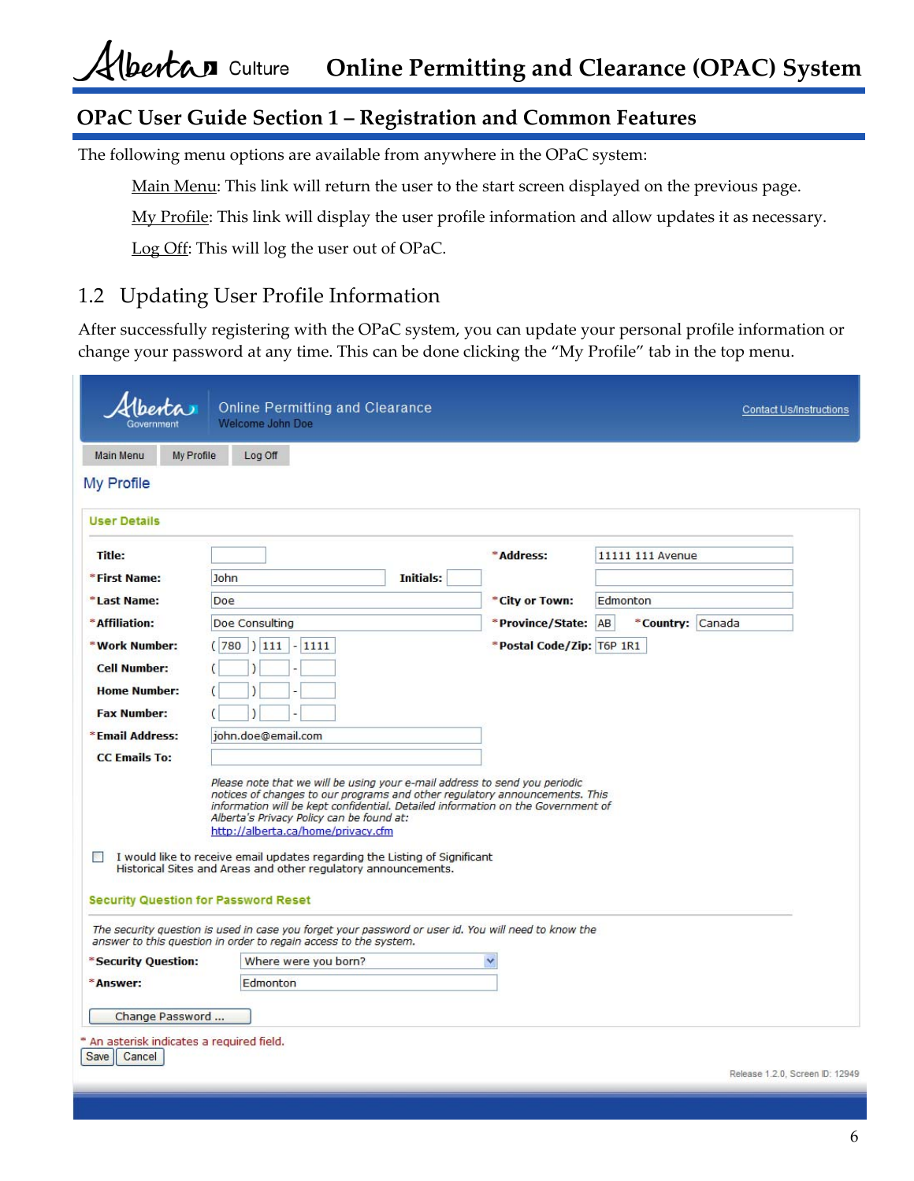## OPaC User Guide Section 1 – Registration and Common Features

The following menu options are available from anywhere in the OPaC system:

> Main Menu: This link will return the user to the start screen displayed on the previous page.
>
> My Profile: This link will display the user profile information and allow updates it as necessary.
>
> Log Off: This will log the user out of OPaC.

## 1.2 Updating User Profile Information

After successfully registering with the OPaC system, you can update your personal profile information or change your password at any time. This can be done clicking the "My Profile" tab in the top menu.

Online Permitting and Clearance
Welcome John Doe

Contact Us/Instructions

Main Menu | My Profile | Log Off

**My Profile**

**User Details**

| Field | Value | Field | Value |
|---|---|---|---|
| Title: | | *Address: | 11111 111 Avenue |
| *First Name: | John (Initials: ) | | |
| *Last Name: | Doe | *City or Town: | Edmonton |
| *Affiliation: | Doe Consulting | *Province/State: | AB (*Country: Canada) |
| *Work Number: | (780) 111 - 1111 | *Postal Code/Zip: | T6P 1R1 |
| Cell Number: | ( ) - | | |
| Home Number: | ( ) - | | |
| Fax Number: | ( ) - | | |
| *Email Address: | john.doe@email.com | | |
| CC Emails To: | | | |

*Please note that we will be using your e-mail address to send you periodic notices of changes to our programs and other regulatory announcements. This information will be kept confidential. Detailed information on the Government of Alberta's Privacy Policy can be found at:* http://alberta.ca/home/privacy.cfm

☐ I would like to receive email updates regarding the Listing of Significant Historical Sites and Areas and other regulatory announcements.

**Security Question for Password Reset**

*The security question is used in case you forget your password or user id. You will need to know the answer to this question in order to regain access to the system.*

*Security Question: Where were you born?

*Answer: Edmonton

Change Password ...

* An asterisk indicates a required field.

Save | Cancel

Release 1.2.0, Screen ID: 12949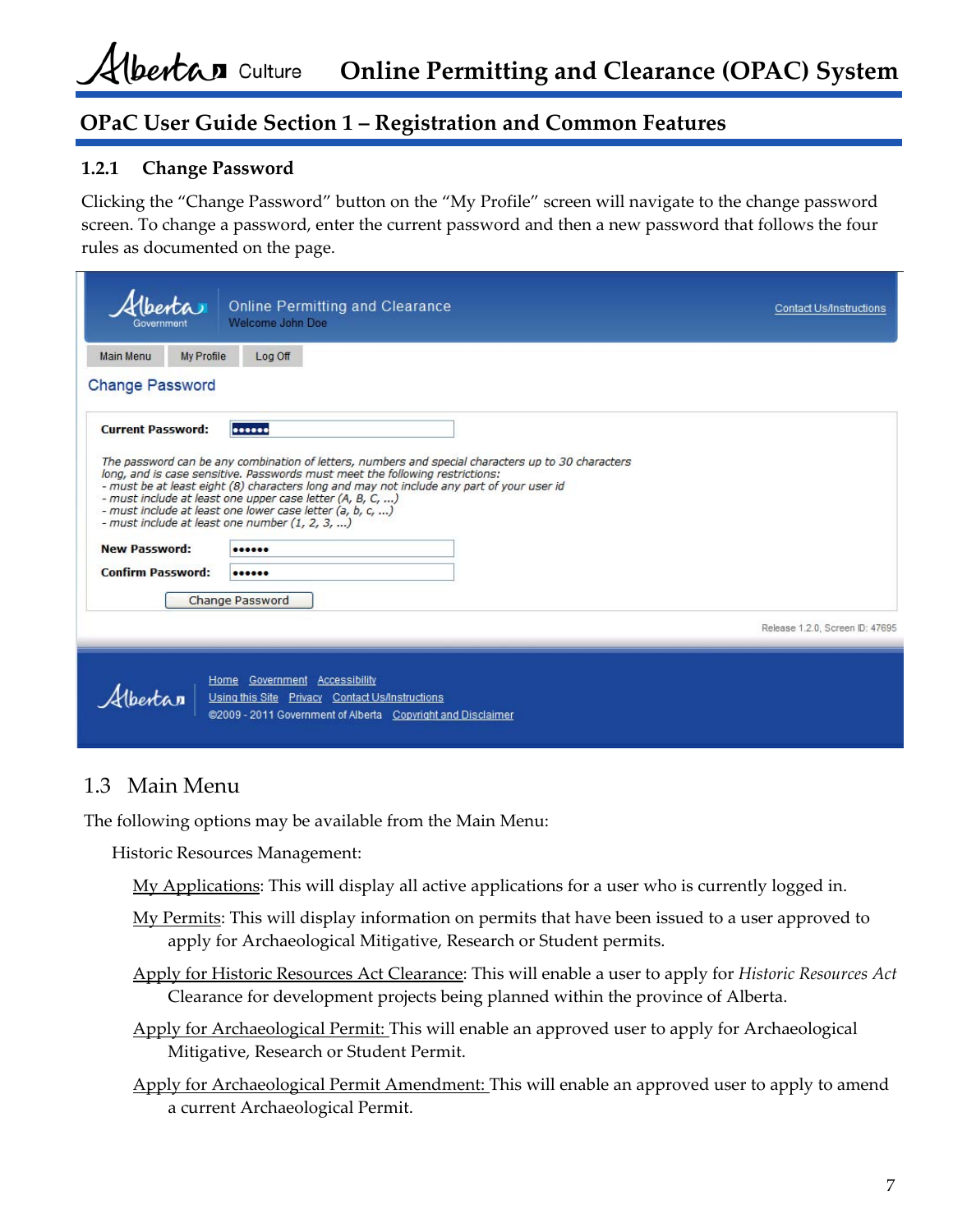## 1.2.1 Change Password

Clicking the "Change Password" button on the "My Profile" screen will navigate to the change password screen. To change a password, enter the current password and then a new password that follows the four rules as documented on the page.

Online Permitting and Clearance
Welcome John Doe

Contact Us/Instructions

Main Menu | My Profile | Log Off

Change Password

**Current Password:** ••••••

*The password can be any combination of letters, numbers and special characters up to 30 characters long, and is case sensitive. Passwords must meet the following restrictions:*
*- must be at least eight (8) characters long and may not include any part of your user id*
*- must include at least one upper case letter (A, B, C, ...)*
*- must include at least one lower case letter (a, b, c, ...)*
*- must include at least one number (1, 2, 3, ...)*

**New Password:** ••••••

**Confirm Password:** ••••••

Change Password

Release 1.2.0, Screen ID: 47695

Home Government Accessibility
Using this Site Privacy Contact Us/Instructions
©2009 - 2011 Government of Alberta Copyright and Disclaimer

## 1.3 Main Menu

The following options may be available from the Main Menu:

Historic Resources Management:

My Applications: This will display all active applications for a user who is currently logged in.

My Permits: This will display information on permits that have been issued to a user approved to apply for Archaeological Mitigative, Research or Student permits.

Apply for Historic Resources Act Clearance: This will enable a user to apply for *Historic Resources Act* Clearance for development projects being planned within the province of Alberta.

Apply for Archaeological Permit: This will enable an approved user to apply for Archaeological Mitigative, Research or Student Permit.

Apply for Archaeological Permit Amendment: This will enable an approved user to apply to amend a current Archaeological Permit.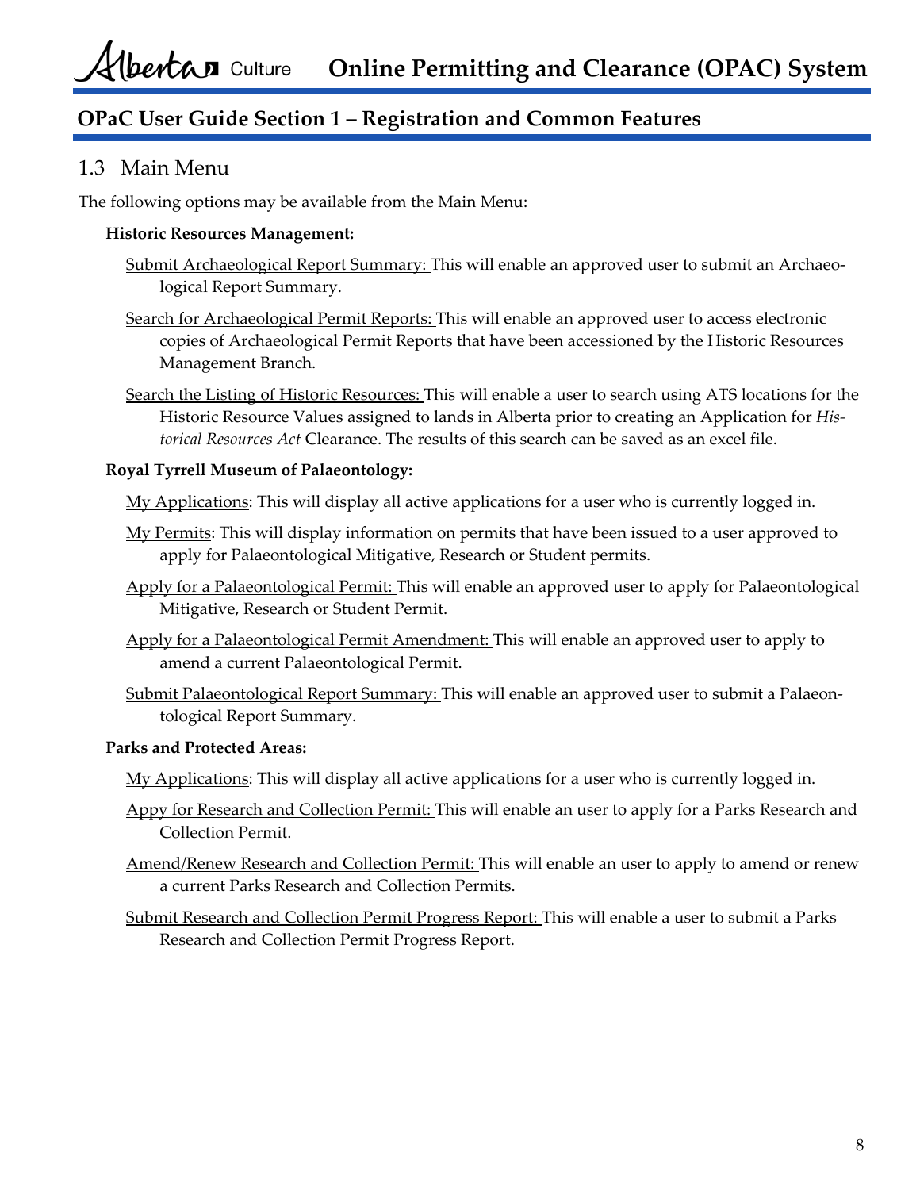## OPaC User Guide Section 1 – Registration and Common Features

### 1.3 Main Menu

The following options may be available from the Main Menu:

**Historic Resources Management:**

Submit Archaeological Report Summary: This will enable an approved user to submit an Archaeological Report Summary.

Search for Archaeological Permit Reports: This will enable an approved user to access electronic copies of Archaeological Permit Reports that have been accessioned by the Historic Resources Management Branch.

Search the Listing of Historic Resources: This will enable a user to search using ATS locations for the Historic Resource Values assigned to lands in Alberta prior to creating an Application for *Historical Resources Act* Clearance. The results of this search can be saved as an excel file.

**Royal Tyrrell Museum of Palaeontology:**

My Applications: This will display all active applications for a user who is currently logged in.

My Permits: This will display information on permits that have been issued to a user approved to apply for Palaeontological Mitigative, Research or Student permits.

Apply for a Palaeontological Permit: This will enable an approved user to apply for Palaeontological Mitigative, Research or Student Permit.

Apply for a Palaeontological Permit Amendment: This will enable an approved user to apply to amend a current Palaeontological Permit.

Submit Palaeontological Report Summary: This will enable an approved user to submit a Palaeontological Report Summary.

**Parks and Protected Areas:**

My Applications: This will display all active applications for a user who is currently logged in.

Appy for Research and Collection Permit: This will enable an user to apply for a Parks Research and Collection Permit.

Amend/Renew Research and Collection Permit: This will enable an user to apply to amend or renew a current Parks Research and Collection Permits.

Submit Research and Collection Permit Progress Report: This will enable a user to submit a Parks Research and Collection Permit Progress Report.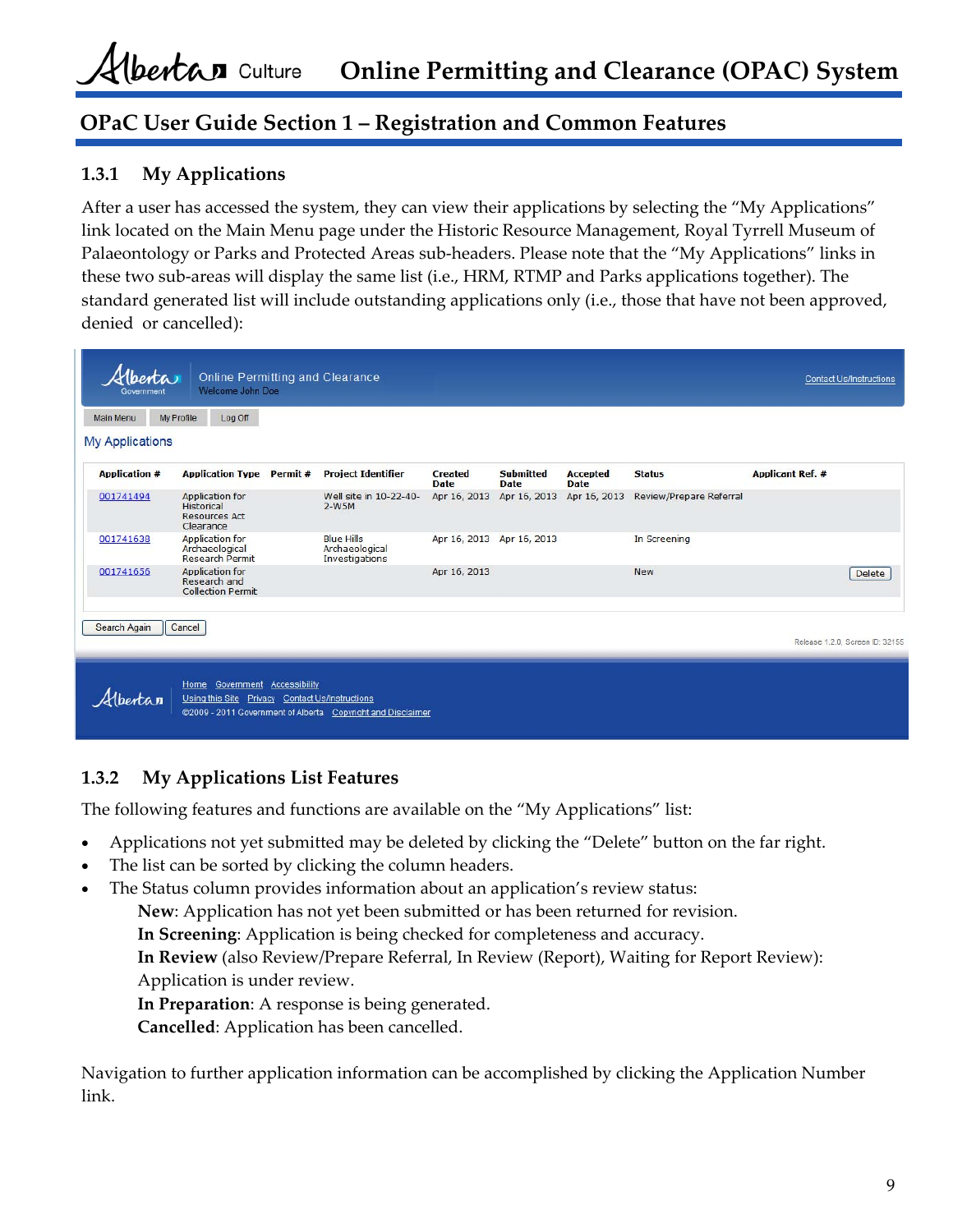## OPaC User Guide Section 1 – Registration and Common Features

### 1.3.1 My Applications

After a user has accessed the system, they can view their applications by selecting the "My Applications" link located on the Main Menu page under the Historic Resource Management, Royal Tyrrell Museum of Palaeontology or Parks and Protected Areas sub-headers. Please note that the "My Applications" links in these two sub-areas will display the same list (i.e., HRM, RTMP and Parks applications together). The standard generated list will include outstanding applications only (i.e., those that have not been approved, denied or cancelled):

Online Permitting and Clearance
Welcome John Doe

Main Menu | My Profile | Log Off

**My Applications**

| Application # | Application Type | Permit # | Project Identifier | Created Date | Submitted Date | Accepted Date | Status | Applicant Ref. # | |
|---|---|---|---|---|---|---|---|---|---|
| 001741494 | Application for Historical Resources Act Clearance | | Well site in 10-22-40-2-W5M | Apr 16, 2013 | Apr 16, 2013 | Apr 16, 2013 | Review/Prepare Referral | | |
| 001741638 | Application for Archaeological Research Permit | | Blue Hills Archaeological Investigations | Apr 16, 2013 | Apr 16, 2013 | | In Screening | | |
| 001741656 | Application for Research and Collection Permit | | | Apr 16, 2013 | | | New | | Delete |

Search Again | Cancel

Release 1.2.0, Screen ID: 32155

### 1.3.2 My Applications List Features

The following features and functions are available on the "My Applications" list:

- Applications not yet submitted may be deleted by clicking the "Delete" button on the far right.
- The list can be sorted by clicking the column headers.
- The Status column provides information about an application's review status:
  - **New**: Application has not yet been submitted or has been returned for revision.
  - **In Screening**: Application is being checked for completeness and accuracy.
  - **In Review** (also Review/Prepare Referral, In Review (Report), Waiting for Report Review): Application is under review.
  - **In Preparation**: A response is being generated.
  - **Cancelled**: Application has been cancelled.

Navigation to further application information can be accomplished by clicking the Application Number link.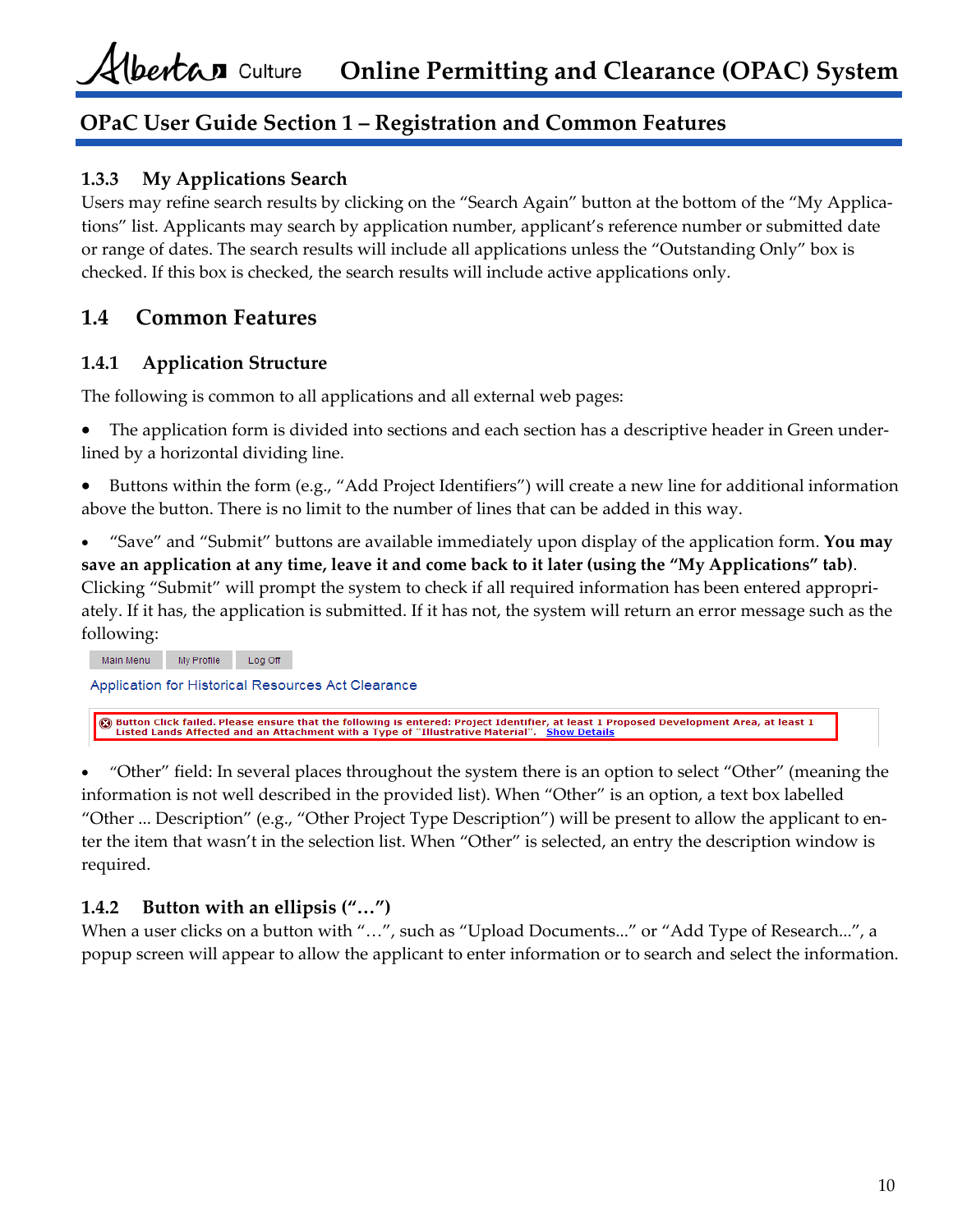## 1.3.3 My Applications Search

Users may refine search results by clicking on the “Search Again” button at the bottom of the “My Applications” list. Applicants may search by application number, applicant’s reference number or submitted date or range of dates. The search results will include all applications unless the “Outstanding Only” box is checked. If this box is checked, the search results will include active applications only.

# 1.4 Common Features

## 1.4.1 Application Structure

The following is common to all applications and all external web pages:

- The application form is divided into sections and each section has a descriptive header in Green underlined by a horizontal dividing line.
- Buttons within the form (e.g., “Add Project Identifiers”) will create a new line for additional information above the button. There is no limit to the number of lines that can be added in this way.
- “Save” and “Submit” buttons are available immediately upon display of the application form. **You may save an application at any time, leave it and come back to it later (using the “My Applications” tab)**. Clicking “Submit” will prompt the system to check if all required information has been entered appropriately. If it has, the application is submitted. If it has not, the system will return an error message such as the following:

Main Menu | My Profile | Log Off

Application for Historical Resources Act Clearance

Button Click failed. Please ensure that the following is entered: Project Identifier, at least 1 Proposed Development Area, at least 1 Listed Lands Affected and an Attachment with a Type of "Illustrative Material". Show Details

- “Other” field: In several places throughout the system there is an option to select “Other” (meaning the information is not well described in the provided list). When “Other” is an option, a text box labelled “Other ... Description” (e.g., “Other Project Type Description”) will be present to allow the applicant to enter the item that wasn’t in the selection list. When “Other” is selected, an entry the description window is required.

## 1.4.2 Button with an ellipsis (“…”)

When a user clicks on a button with “…”, such as “Upload Documents...” or “Add Type of Research...”, a popup screen will appear to allow the applicant to enter information or to search and select the information.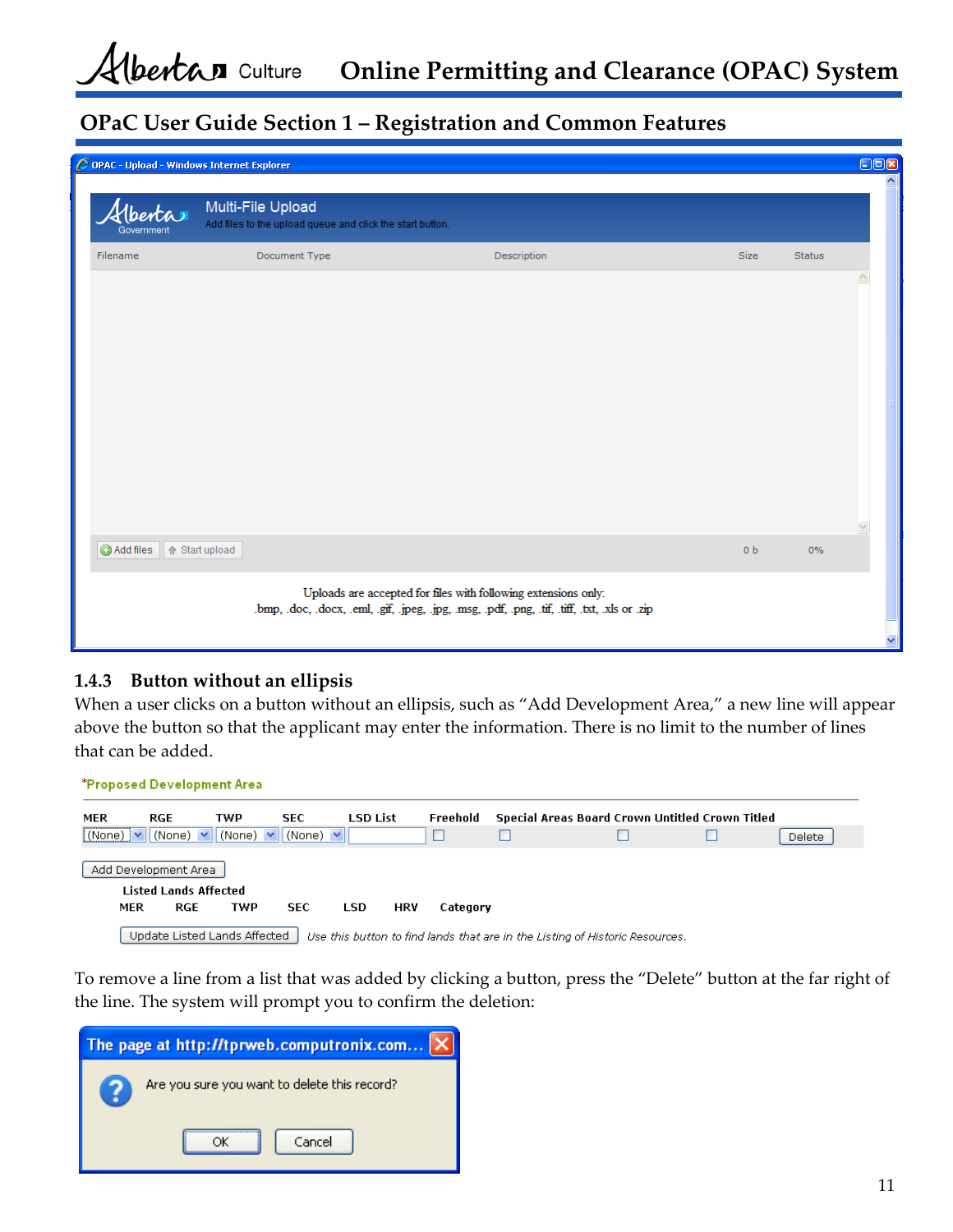OPAC - Upload - Windows Internet Explorer

Multi-File Upload

Add files to the upload queue and click the start button.

| Filename | Document Type | Description | Size | Status |
|---|---|---|---|---|

Add files | Start upload | 0 b | 0%

Uploads are accepted for files with following extensions only:
.bmp, .doc, .docx, .eml, .gif, .jpeg, .jpg, .msg, .pdf, .png, .tif, .tiff, .txt, .xls or .zip

### 1.4.3 Button without an ellipsis

When a user clicks on a button without an ellipsis, such as "Add Development Area," a new line will appear above the button so that the applicant may enter the information. There is no limit to the number of lines that can be added.

*Proposed Development Area

| MER | RGE | TWP | SEC | LSD List | Freehold | Special Areas Board | Crown Untitled | Crown Titled | |
|---|---|---|---|---|---|---|---|---|---|
| (None) | (None) | (None) | (None) | | ☐ | ☐ | ☐ | ☐ | Delete |

Add Development Area

Listed Lands Affected

| MER | RGE | TWP | SEC | LSD | HRV | Category |
|---|---|---|---|---|---|---|

Update Listed Lands Affected *Use this button to find lands that are in the Listing of Historic Resources.*

To remove a line from a list that was added by clicking a button, press the "Delete" button at the far right of the line. The system will prompt you to confirm the deletion:

The page at http://tprweb.computronix.com...

Are you sure you want to delete this record?

OK | Cancel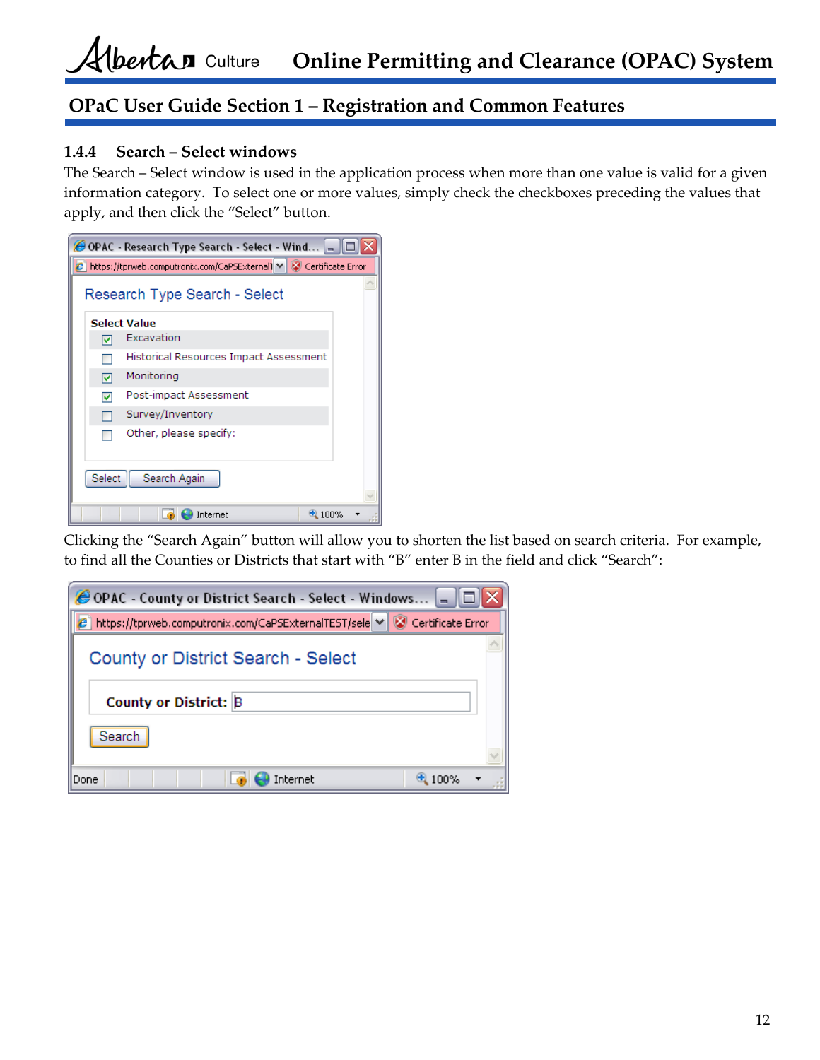### 1.4.4 Search – Select windows

The Search – Select window is used in the application process when more than one value is valid for a given information category. To select one or more values, simply check the checkboxes preceding the values that apply, and then click the "Select" button.

Clicking the "Search Again" button will allow you to shorten the list based on search criteria. For example, to find all the Counties or Districts that start with "B" enter B in the field and click "Search":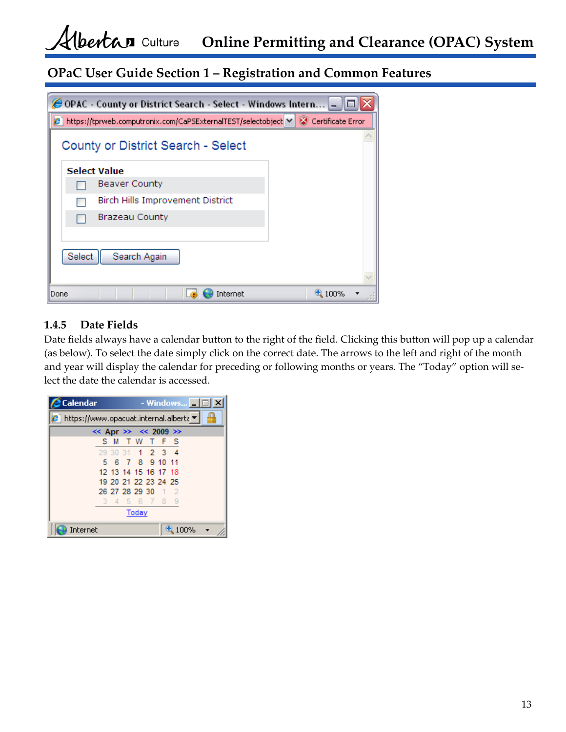County or District Search - Select

Select Value

Beaver County

Birch Hills Improvement District

Brazeau County

Select Search Again

### 1.4.5 Date Fields

Date fields always have a calendar button to the right of the field. Clicking this button will pop up a calendar (as below). To select the date simply click on the correct date. The arrows to the left and right of the month and year will display the calendar for preceding or following months or years. The “Today” option will select the date the calendar is accessed.

<< Apr >> << 2009 >>

| S | M | T | W | T | F | S |
|---|---|---|---|---|---|---|
| 29 | 30 | 31 | 1 | 2 | 3 | 4 |
| 5 | 6 | 7 | 8 | 9 | 10 | 11 |
| 12 | 13 | 14 | 15 | 16 | 17 | 18 |
| 19 | 20 | 21 | 22 | 23 | 24 | 25 |
| 26 | 27 | 28 | 29 | 30 | 1 | 2 |
| 3 | 4 | 5 | 6 | 7 | 8 | 9 |

Today